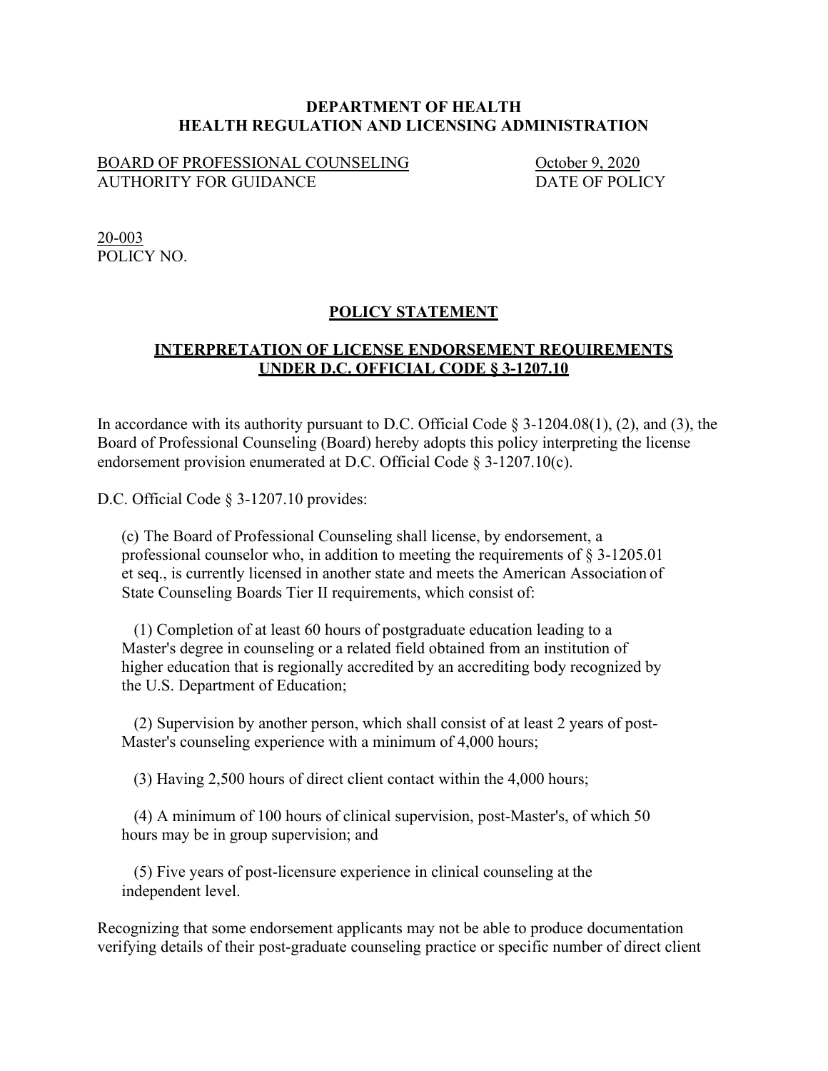**DEPARTMENT OF HEALTH**
**HEALTH REGULATION AND LICENSING ADMINISTRATION**

BOARD OF PROFESSIONAL COUNSELING
AUTHORITY FOR GUIDANCE

October 9, 2020
DATE OF POLICY

20-003
POLICY NO.

## POLICY STATEMENT

## INTERPRETATION OF LICENSE ENDORSEMENT REQUIREMENTS UNDER D.C. OFFICIAL CODE § 3-1207.10

In accordance with its authority pursuant to D.C. Official Code § 3-1204.08(1), (2), and (3), the Board of Professional Counseling (Board) hereby adopts this policy interpreting the license endorsement provision enumerated at D.C. Official Code § 3-1207.10(c).

D.C. Official Code § 3-1207.10 provides:

> (c) The Board of Professional Counseling shall license, by endorsement, a professional counselor who, in addition to meeting the requirements of § 3-1205.01 et seq., is currently licensed in another state and meets the American Association of State Counseling Boards Tier II requirements, which consist of:
>
> (1) Completion of at least 60 hours of postgraduate education leading to a Master's degree in counseling or a related field obtained from an institution of higher education that is regionally accredited by an accrediting body recognized by the U.S. Department of Education;
>
> (2) Supervision by another person, which shall consist of at least 2 years of post-Master's counseling experience with a minimum of 4,000 hours;
>
> (3) Having 2,500 hours of direct client contact within the 4,000 hours;
>
> (4) A minimum of 100 hours of clinical supervision, post-Master's, of which 50 hours may be in group supervision; and
>
> (5) Five years of post-licensure experience in clinical counseling at the independent level.

Recognizing that some endorsement applicants may not be able to produce documentation verifying details of their post-graduate counseling practice or specific number of direct client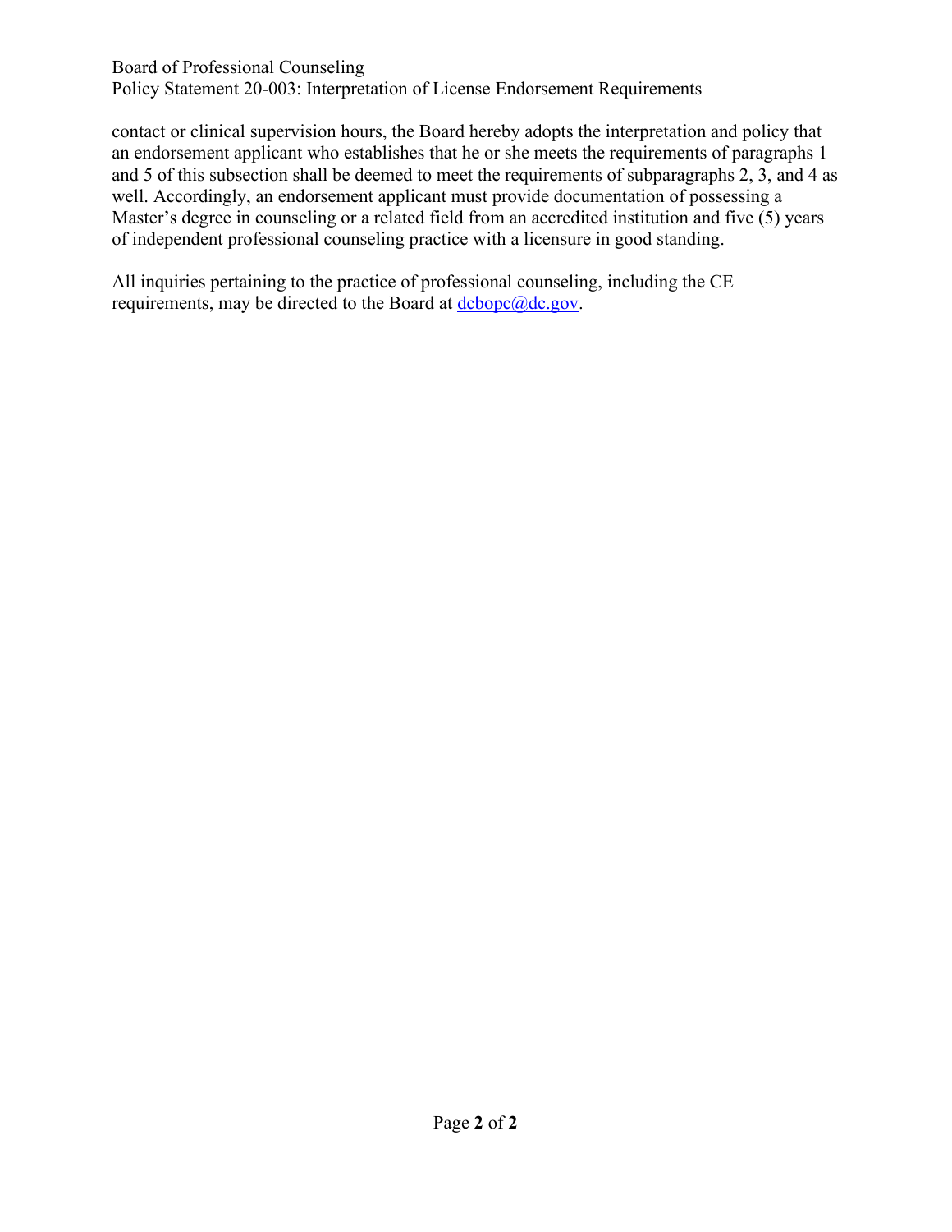contact or clinical supervision hours, the Board hereby adopts the interpretation and policy that an endorsement applicant who establishes that he or she meets the requirements of paragraphs 1 and 5 of this subsection shall be deemed to meet the requirements of subparagraphs 2, 3, and 4 as well. Accordingly, an endorsement applicant must provide documentation of possessing a Master's degree in counseling or a related field from an accredited institution and five (5) years of independent professional counseling practice with a licensure in good standing.

All inquiries pertaining to the practice of professional counseling, including the CE requirements, may be directed to the Board at dcbopc@dc.gov.